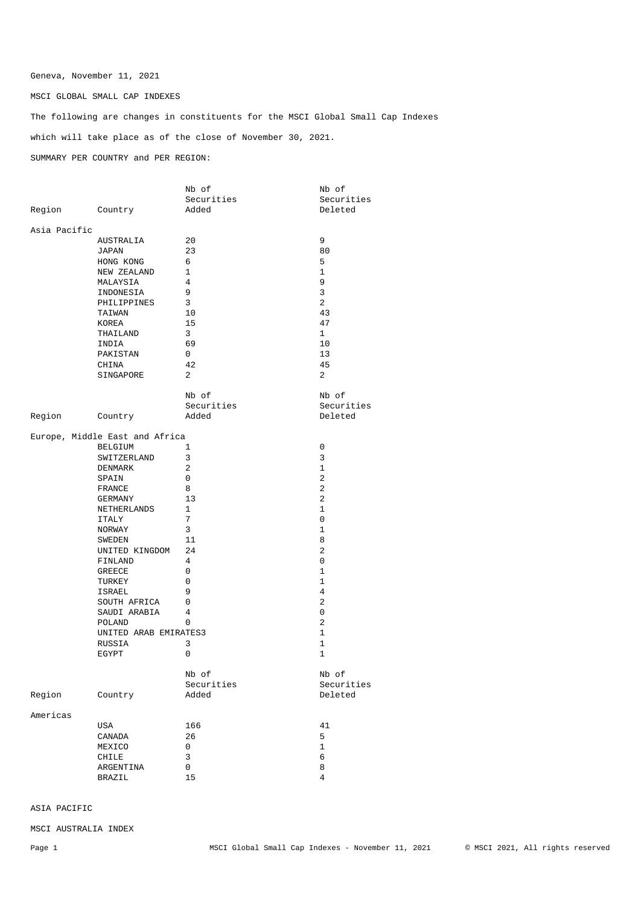Geneva, November 11, 2021

MSCI GLOBAL SMALL CAP INDEXES

The following are changes in constituents for the MSCI Global Small Cap Indexes

which will take place as of the close of November 30, 2021.

SUMMARY PER COUNTRY and PER REGION:

| Region | Country | Nb of Securities Added | Nb of Securities Deleted |
|---|---|---|---|
| Asia Pacific | | | |
| | AUSTRALIA | 20 | 9 |
| | JAPAN | 23 | 80 |
| | HONG KONG | 6 | 5 |
| | NEW ZEALAND | 1 | 1 |
| | MALAYSIA | 4 | 9 |
| | INDONESIA | 9 | 3 |
| | PHILIPPINES | 3 | 2 |
| | TAIWAN | 10 | 43 |
| | KOREA | 15 | 47 |
| | THAILAND | 3 | 1 |
| | INDIA | 69 | 10 |
| | PAKISTAN | 0 | 13 |
| | CHINA | 42 | 45 |
| | SINGAPORE | 2 | 2 |

| Region | Country | Nb of Securities Added | Nb of Securities Deleted |
|---|---|---|---|
| Europe, Middle East and Africa | | | |
| | BELGIUM | 1 | 0 |
| | SWITZERLAND | 3 | 3 |
| | DENMARK | 2 | 1 |
| | SPAIN | 0 | 2 |
| | FRANCE | 8 | 2 |
| | GERMANY | 13 | 2 |
| | NETHERLANDS | 1 | 1 |
| | ITALY | 7 | 0 |
| | NORWAY | 3 | 1 |
| | SWEDEN | 11 | 8 |
| | UNITED KINGDOM | 24 | 2 |
| | FINLAND | 4 | 0 |
| | GREECE | 0 | 1 |
| | TURKEY | 0 | 1 |
| | ISRAEL | 9 | 4 |
| | SOUTH AFRICA | 0 | 2 |
| | SAUDI ARABIA | 4 | 0 |
| | POLAND | 0 | 2 |
| | UNITED ARAB EMIRATES | 3 | 1 |
| | RUSSIA | 3 | 1 |
| | EGYPT | 0 | 1 |

| Region | Country | Nb of Securities Added | Nb of Securities Deleted |
|---|---|---|---|
| Americas | | | |
| | USA | 166 | 41 |
| | CANADA | 26 | 5 |
| | MEXICO | 0 | 1 |
| | CHILE | 3 | 6 |
| | ARGENTINA | 0 | 8 |
| | BRAZIL | 15 | 4 |

ASIA PACIFIC

MSCI AUSTRALIA INDEX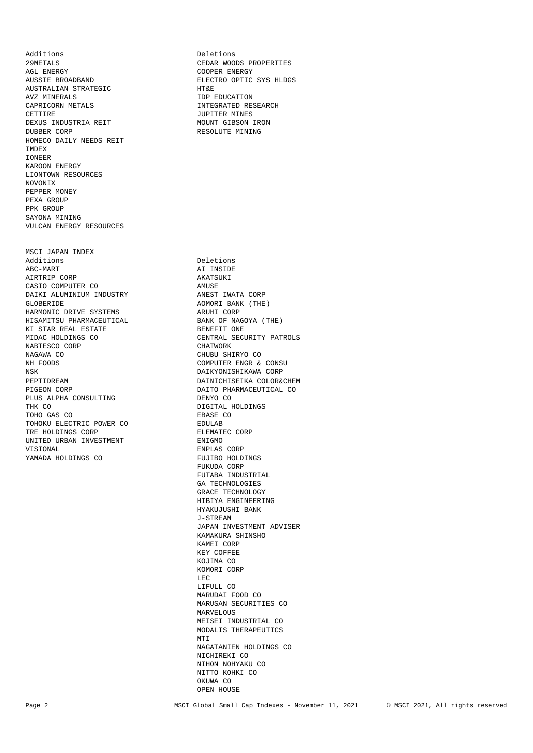| Additions | Deletions |
|---|---|
| 29METALS | CEDAR WOODS PROPERTIES |
| AGL ENERGY | COOPER ENERGY |
| AUSSIE BROADBAND | ELECTRO OPTIC SYS HLDGS |
| AUSTRALIAN STRATEGIC | HT&E |
| AVZ MINERALS | IDP EDUCATION |
| CAPRICORN METALS | INTEGRATED RESEARCH |
| CETTIRE | JUPITER MINES |
| DEXUS INDUSTRIA REIT | MOUNT GIBSON IRON |
| DUBBER CORP | RESOLUTE MINING |
| HOMECO DAILY NEEDS REIT | |
| IMDEX | |
| IONEER | |
| KAROON ENERGY | |
| LIONTOWN RESOURCES | |
| NOVONIX | |
| PEPPER MONEY | |
| PEXA GROUP | |
| PPK GROUP | |
| SAYONA MINING | |
| VULCAN ENERGY RESOURCES | |

## MSCI JAPAN INDEX

| Additions | Deletions |
|---|---|
| ABC-MART | AI INSIDE |
| AIRTRIP CORP | AKATSUKI |
| CASIO COMPUTER CO | AMUSE |
| DAIKI ALUMINIUM INDUSTRY | ANEST IWATA CORP |
| GLOBERIDE | AOMORI BANK (THE) |
| HARMONIC DRIVE SYSTEMS | ARUHI CORP |
| HISAMITSU PHARMACEUTICAL | BANK OF NAGOYA (THE) |
| KI STAR REAL ESTATE | BENEFIT ONE |
| MIDAC HOLDINGS CO | CENTRAL SECURITY PATROLS |
| NABTESCO CORP | CHATWORK |
| NAGAWA CO | CHUBU SHIRYO CO |
| NH FOODS | COMPUTER ENGR & CONSU |
| NSK | DAIKYONISHIKAWA CORP |
| PEPTIDREAM | DAINICHISEIKA COLOR&CHEM |
| PIGEON CORP | DAITO PHARMACEUTICAL CO |
| PLUS ALPHA CONSULTING | DENYO CO |
| THK CO | DIGITAL HOLDINGS |
| TOHO GAS CO | EBASE CO |
| TOHOKU ELECTRIC POWER CO | EDULAB |
| TRE HOLDINGS CORP | ELEMATEC CORP |
| UNITED URBAN INVESTMENT | ENIGMO |
| VISIONAL | ENPLAS CORP |
| YAMADA HOLDINGS CO | FUJIBO HOLDINGS |
| | FUKUDA CORP |
| | FUTABA INDUSTRIAL |
| | GA TECHNOLOGIES |
| | GRACE TECHNOLOGY |
| | HIBIYA ENGINEERING |
| | HYAKUJUSHI BANK |
| | J-STREAM |
| | JAPAN INVESTMENT ADVISER |
| | KAMAKURA SHINSHO |
| | KAMEI CORP |
| | KEY COFFEE |
| | KOJIMA CO |
| | KOMORI CORP |
| | LEC |
| | LIFULL CO |
| | MARUDAI FOOD CO |
| | MARUSAN SECURITIES CO |
| | MARVELOUS |
| | MEISEI INDUSTRIAL CO |
| | MODALIS THERAPEUTICS |
| | MTI |
| | NAGATANIEN HOLDINGS CO |
| | NICHIREKI CO |
| | NIHON NOHYAKU CO |
| | NITTO KOHKI CO |
| | OKUWA CO |
| | OPEN HOUSE |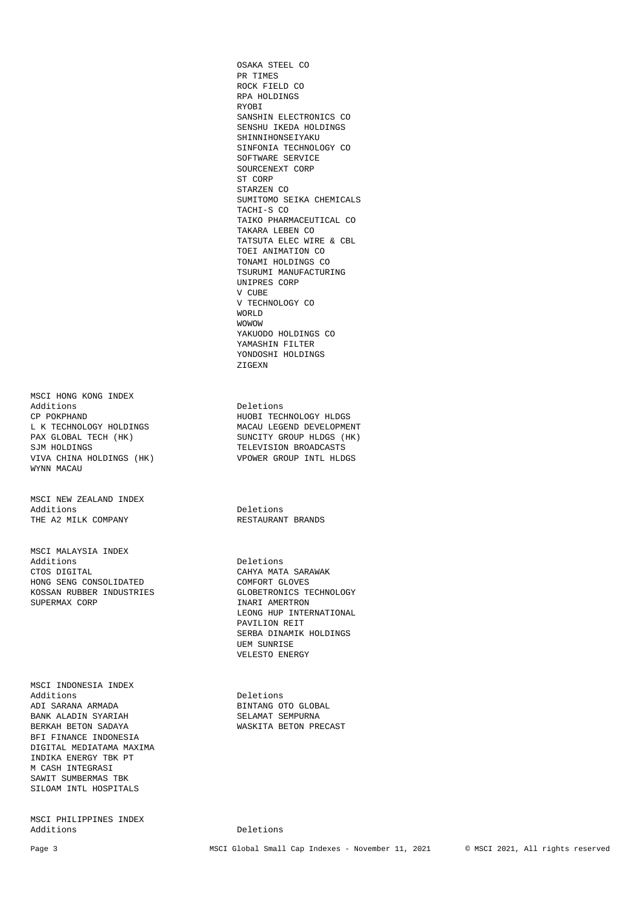| Additions | Deletions |
|---|---|
| | OSAKA STEEL CO |
| | PR TIMES |
| | ROCK FIELD CO |
| | RPA HOLDINGS |
| | RYOBI |
| | SANSHIN ELECTRONICS CO |
| | SENSHU IKEDA HOLDINGS |
| | SHINNIHONSEIYAKU |
| | SINFONIA TECHNOLOGY CO |
| | SOFTWARE SERVICE |
| | SOURCENEXT CORP |
| | ST CORP |
| | STARZEN CO |
| | SUMITOMO SEIKA CHEMICALS |
| | TACHI-S CO |
| | TAIKO PHARMACEUTICAL CO |
| | TAKARA LEBEN CO |
| | TATSUTA ELEC WIRE & CBL |
| | TOEI ANIMATION CO |
| | TONAMI HOLDINGS CO |
| | TSURUMI MANUFACTURING |
| | UNIPRES CORP |
| | V CUBE |
| | V TECHNOLOGY CO |
| | WORLD |
| | WOWOW |
| | YAKUODO HOLDINGS CO |
| | YAMASHIN FILTER |
| | YONDOSHI HOLDINGS |
| | ZIGEXN |

## MSCI HONG KONG INDEX

| Additions | Deletions |
|---|---|
| CP POKPHAND | HUOBI TECHNOLOGY HLDGS |
| L K TECHNOLOGY HOLDINGS | MACAU LEGEND DEVELOPMENT |
| PAX GLOBAL TECH (HK) | SUNCITY GROUP HLDGS (HK) |
| SJM HOLDINGS | TELEVISION BROADCASTS |
| VIVA CHINA HOLDINGS (HK) | VPOWER GROUP INTL HLDGS |
| WYNN MACAU | |

## MSCI NEW ZEALAND INDEX

| Additions | Deletions |
|---|---|
| THE A2 MILK COMPANY | RESTAURANT BRANDS |

## MSCI MALAYSIA INDEX

| Additions | Deletions |
|---|---|
| CTOS DIGITAL | CAHYA MATA SARAWAK |
| HONG SENG CONSOLIDATED | COMFORT GLOVES |
| KOSSAN RUBBER INDUSTRIES | GLOBETRONICS TECHNOLOGY |
| SUPERMAX CORP | INARI AMERTRON |
| | LEONG HUP INTERNATIONAL |
| | PAVILION REIT |
| | SERBA DINAMIK HOLDINGS |
| | UEM SUNRISE |
| | VELESTO ENERGY |

## MSCI INDONESIA INDEX

| Additions | Deletions |
|---|---|
| ADI SARANA ARMADA | BINTANG OTO GLOBAL |
| BANK ALADIN SYARIAH | SELAMAT SEMPURNA |
| BERKAH BETON SADAYA | WASKITA BETON PRECAST |
| BFI FINANCE INDONESIA | |
| DIGITAL MEDIATAMA MAXIMA | |
| INDIKA ENERGY TBK PT | |
| M CASH INTEGRASI | |
| SAWIT SUMBERMAS TBK | |
| SILOAM INTL HOSPITALS | |

## MSCI PHILIPPINES INDEX

| Additions | Deletions |
|---|---|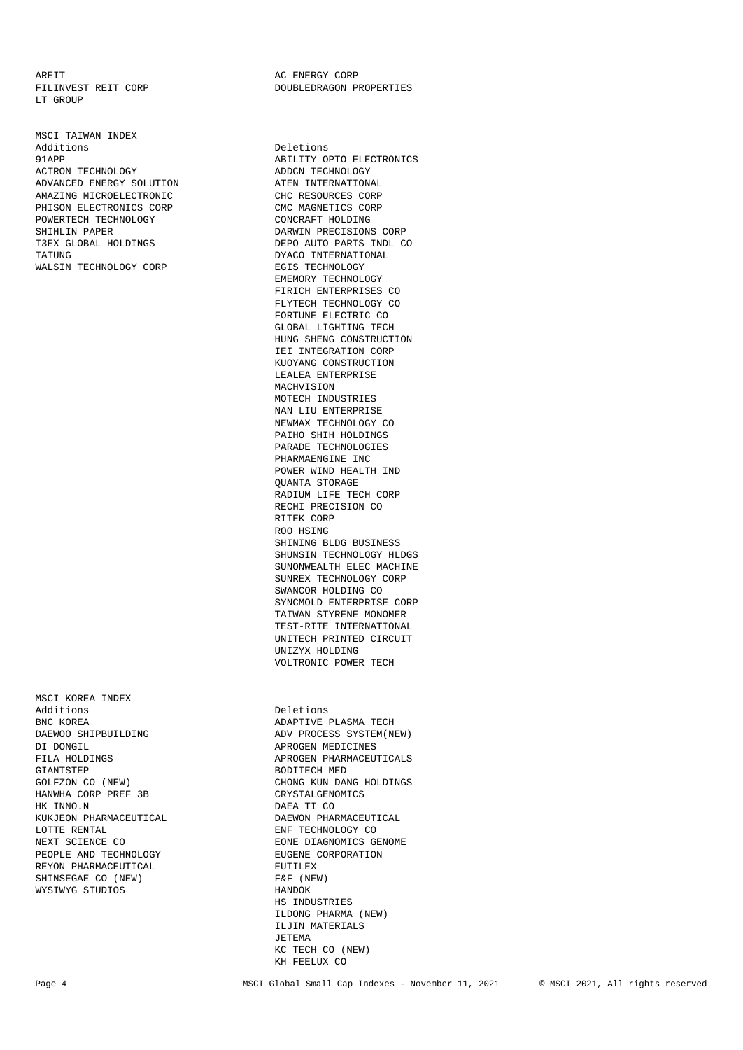| | |
|---|---|
| AREIT | AC ENERGY CORP |
| FILINVEST REIT CORP | DOUBLEDRAGON PROPERTIES |
| LT GROUP | |

MSCI TAIWAN INDEX

| Additions | Deletions |
|---|---|
| 91APP | ABILITY OPTO ELECTRONICS |
| ACTRON TECHNOLOGY | ADDCN TECHNOLOGY |
| ADVANCED ENERGY SOLUTION | ATEN INTERNATIONAL |
| AMAZING MICROELECTRONIC | CHC RESOURCES CORP |
| PHISON ELECTRONICS CORP | CMC MAGNETICS CORP |
| POWERTECH TECHNOLOGY | CONCRAFT HOLDING |
| SHIHLIN PAPER | DARWIN PRECISIONS CORP |
| T3EX GLOBAL HOLDINGS | DEPO AUTO PARTS INDL CO |
| TATUNG | DYACO INTERNATIONAL |
| WALSIN TECHNOLOGY CORP | EGIS TECHNOLOGY |
| | EMEMORY TECHNOLOGY |
| | FIRICH ENTERPRISES CO |
| | FLYTECH TECHNOLOGY CO |
| | FORTUNE ELECTRIC CO |
| | GLOBAL LIGHTING TECH |
| | HUNG SHENG CONSTRUCTION |
| | IEI INTEGRATION CORP |
| | KUOYANG CONSTRUCTION |
| | LEALEA ENTERPRISE |
| | MACHVISION |
| | MOTECH INDUSTRIES |
| | NAN LIU ENTERPRISE |
| | NEWMAX TECHNOLOGY CO |
| | PAIHO SHIH HOLDINGS |
| | PARADE TECHNOLOGIES |
| | PHARMAENGINE INC |
| | POWER WIND HEALTH IND |
| | QUANTA STORAGE |
| | RADIUM LIFE TECH CORP |
| | RECHI PRECISION CO |
| | RITEK CORP |
| | ROO HSING |
| | SHINING BLDG BUSINESS |
| | SHUNSIN TECHNOLOGY HLDGS |
| | SUNONWEALTH ELEC MACHINE |
| | SUNREX TECHNOLOGY CORP |
| | SWANCOR HOLDING CO |
| | SYNCMOLD ENTERPRISE CORP |
| | TAIWAN STYRENE MONOMER |
| | TEST-RITE INTERNATIONAL |
| | UNITECH PRINTED CIRCUIT |
| | UNIZYX HOLDING |
| | VOLTRONIC POWER TECH |

MSCI KOREA INDEX

| Additions | Deletions |
|---|---|
| BNC KOREA | ADAPTIVE PLASMA TECH |
| DAEWOO SHIPBUILDING | ADV PROCESS SYSTEM(NEW) |
| DI DONGIL | APROGEN MEDICINES |
| FILA HOLDINGS | APROGEN PHARMACEUTICALS |
| GIANTSTEP | BODITECH MED |
| GOLFZON CO (NEW) | CHONG KUN DANG HOLDINGS |
| HANWHA CORP PREF 3B | CRYSTALGENOMICS |
| HK INNO.N | DAEA TI CO |
| KUKJEON PHARMACEUTICAL | DAEWON PHARMACEUTICAL |
| LOTTE RENTAL | ENF TECHNOLOGY CO |
| NEXT SCIENCE CO | EONE DIAGNOMICS GENOME |
| PEOPLE AND TECHNOLOGY | EUGENE CORPORATION |
| REYON PHARMACEUTICAL | EUTILEX |
| SHINSEGAE CO (NEW) | F&F (NEW) |
| WYSIWYG STUDIOS | HANDOK |
| | HS INDUSTRIES |
| | ILDONG PHARMA (NEW) |
| | ILJIN MATERIALS |
| | JETEMA |
| | KC TECH CO (NEW) |
| | KH FEELUX CO |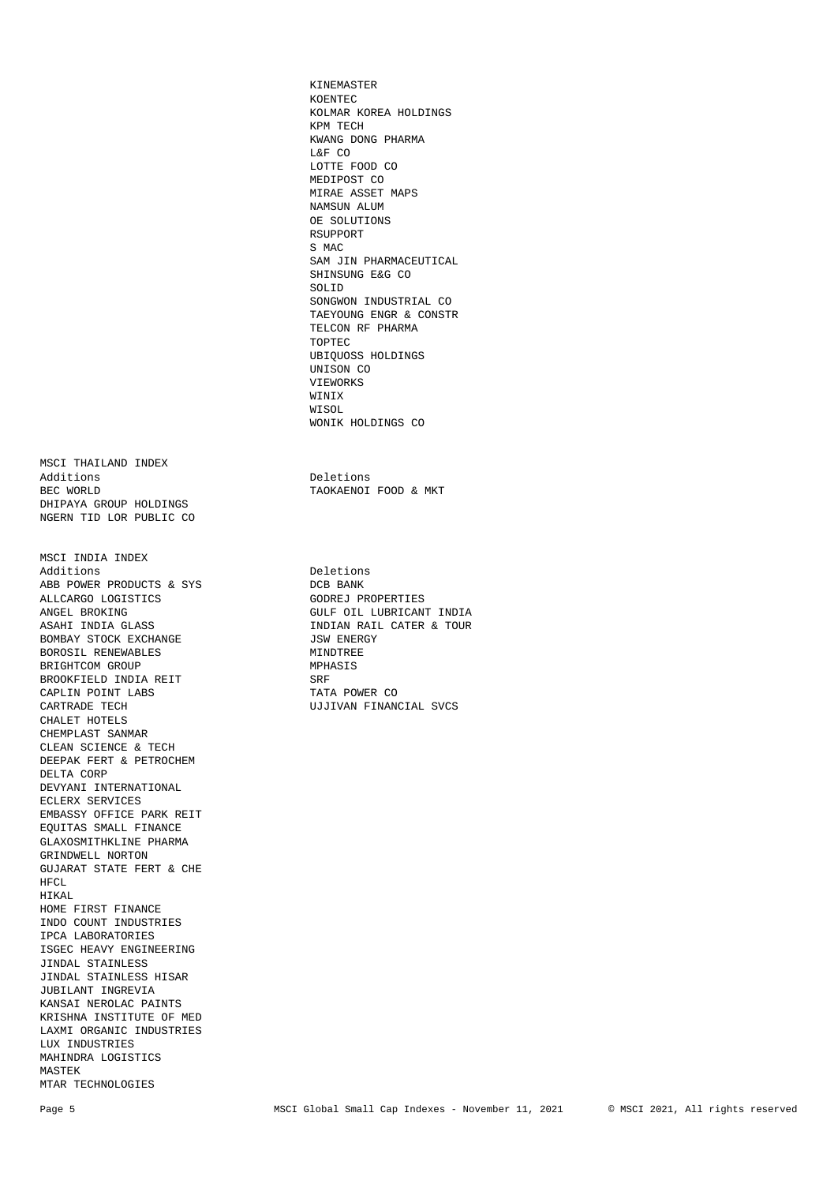| Additions | Deletions |
|---|---|
| | KINEMASTER |
| | KOENTEC |
| | KOLMAR KOREA HOLDINGS |
| | KPM TECH |
| | KWANG DONG PHARMA |
| | L&F CO |
| | LOTTE FOOD CO |
| | MEDIPOST CO |
| | MIRAE ASSET MAPS |
| | NAMSUN ALUM |
| | OE SOLUTIONS |
| | RSUPPORT |
| | S MAC |
| | SAM JIN PHARMACEUTICAL |
| | SHINSUNG E&G CO |
| | SOLID |
| | SONGWON INDUSTRIAL CO |
| | TAEYOUNG ENGR & CONSTR |
| | TELCON RF PHARMA |
| | TOPTEC |
| | UBIQUOSS HOLDINGS |
| | UNISON CO |
| | VIEWORKS |
| | WINIX |
| | WISOL |
| | WONIK HOLDINGS CO |

## MSCI THAILAND INDEX

| Additions | Deletions |
|---|---|
| BEC WORLD | TAOKAENOI FOOD & MKT |
| DHIPAYA GROUP HOLDINGS | |
| NGERN TID LOR PUBLIC CO | |

## MSCI INDIA INDEX

| Additions | Deletions |
|---|---|
| ABB POWER PRODUCTS & SYS | DCB BANK |
| ALLCARGO LOGISTICS | GODREJ PROPERTIES |
| ANGEL BROKING | GULF OIL LUBRICANT INDIA |
| ASAHI INDIA GLASS | INDIAN RAIL CATER & TOUR |
| BOMBAY STOCK EXCHANGE | JSW ENERGY |
| BOROSIL RENEWABLES | MINDTREE |
| BRIGHTCOM GROUP | MPHASIS |
| BROOKFIELD INDIA REIT | SRF |
| CAPLIN POINT LABS | TATA POWER CO |
| CARTRADE TECH | UJJIVAN FINANCIAL SVCS |
| CHALET HOTELS | |
| CHEMPLAST SANMAR | |
| CLEAN SCIENCE & TECH | |
| DEEPAK FERT & PETROCHEM | |
| DELTA CORP | |
| DEVYANI INTERNATIONAL | |
| ECLERX SERVICES | |
| EMBASSY OFFICE PARK REIT | |
| EQUITAS SMALL FINANCE | |
| GLAXOSMITHKLINE PHARMA | |
| GRINDWELL NORTON | |
| GUJARAT STATE FERT & CHE | |
| HFCL | |
| HIKAL | |
| HOME FIRST FINANCE | |
| INDO COUNT INDUSTRIES | |
| IPCA LABORATORIES | |
| ISGEC HEAVY ENGINEERING | |
| JINDAL STAINLESS | |
| JINDAL STAINLESS HISAR | |
| JUBILANT INGREVIA | |
| KANSAI NEROLAC PAINTS | |
| KRISHNA INSTITUTE OF MED | |
| LAXMI ORGANIC INDUSTRIES | |
| LUX INDUSTRIES | |
| MAHINDRA LOGISTICS | |
| MASTEK | |
| MTAR TECHNOLOGIES | |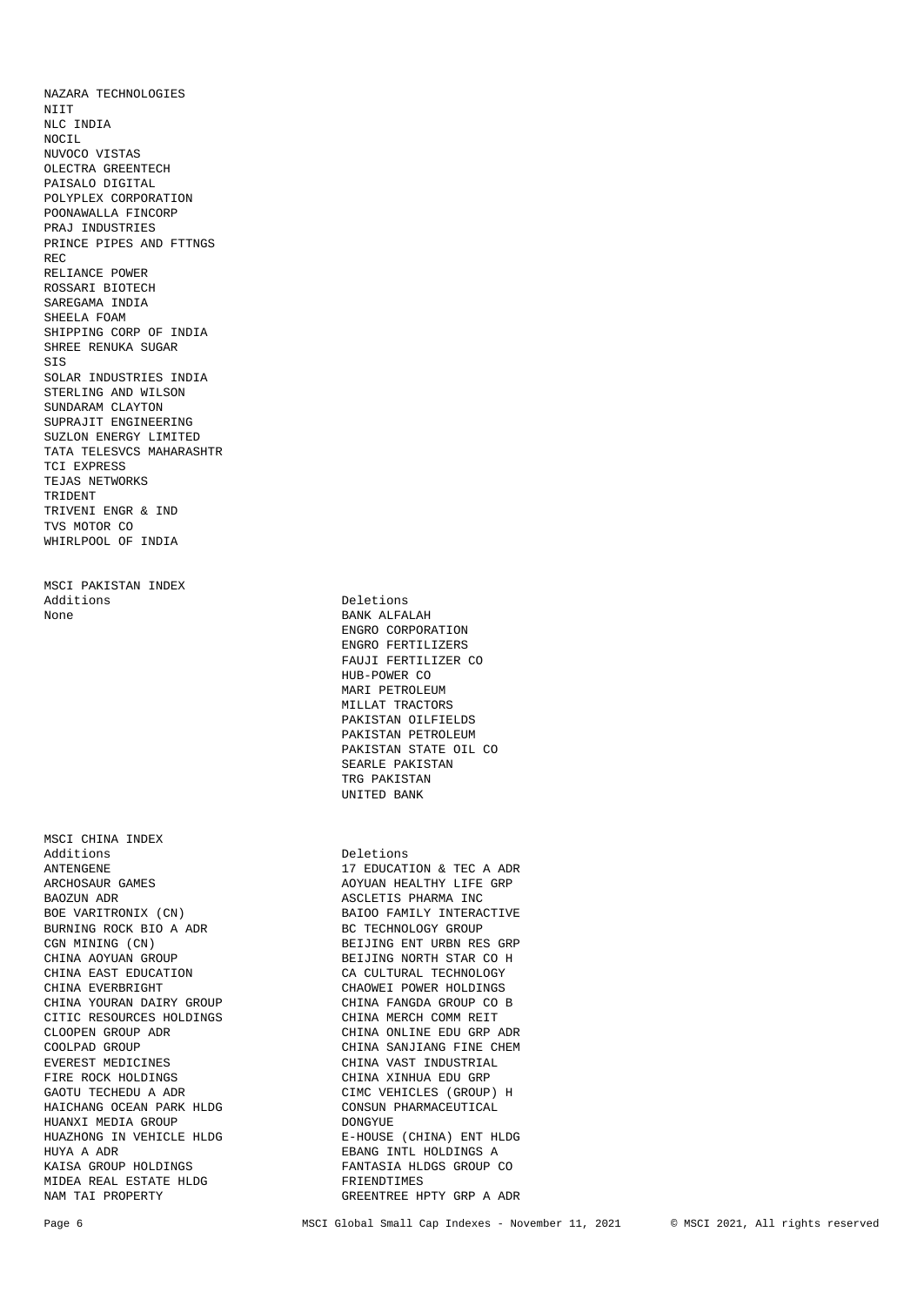NAZARA TECHNOLOGIES
NIIT
NLC INDIA
NOCIL
NUVOCO VISTAS
OLECTRA GREENTECH
PAISALO DIGITAL
POLYPLEX CORPORATION
POONAWALLA FINCORP
PRAJ INDUSTRIES
PRINCE PIPES AND FTTNGS
REC
RELIANCE POWER
ROSSARI BIOTECH
SAREGAMA INDIA
SHEELA FOAM
SHIPPING CORP OF INDIA
SHREE RENUKA SUGAR
SIS
SOLAR INDUSTRIES INDIA
STERLING AND WILSON
SUNDARAM CLAYTON
SUPRAJIT ENGINEERING
SUZLON ENERGY LIMITED
TATA TELESVCS MAHARASHTR
TCI EXPRESS
TEJAS NETWORKS
TRIDENT
TRIVENI ENGR & IND
TVS MOTOR CO
WHIRLPOOL OF INDIA

MSCI PAKISTAN INDEX

| Additions | Deletions |
|---|---|
| None | BANK ALFALAH |
| | ENGRO CORPORATION |
| | ENGRO FERTILIZERS |
| | FAUJI FERTILIZER CO |
| | HUB-POWER CO |
| | MARI PETROLEUM |
| | MILLAT TRACTORS |
| | PAKISTAN OILFIELDS |
| | PAKISTAN PETROLEUM |
| | PAKISTAN STATE OIL CO |
| | SEARLE PAKISTAN |
| | TRG PAKISTAN |
| | UNITED BANK |

MSCI CHINA INDEX

| Additions | Deletions |
|---|---|
| ANTENGENE | 17 EDUCATION & TEC A ADR |
| ARCHOSAUR GAMES | AOYUAN HEALTHY LIFE GRP |
| BAOZUN ADR | ASCLETIS PHARMA INC |
| BOE VARITRONIX (CN) | BAIOO FAMILY INTERACTIVE |
| BURNING ROCK BIO A ADR | BC TECHNOLOGY GROUP |
| CGN MINING (CN) | BEIJING ENT URBN RES GRP |
| CHINA AOYUAN GROUP | BEIJING NORTH STAR CO H |
| CHINA EAST EDUCATION | CA CULTURAL TECHNOLOGY |
| CHINA EVERBRIGHT | CHAOWEI POWER HOLDINGS |
| CHINA YOURAN DAIRY GROUP | CHINA FANGDA GROUP CO B |
| CITIC RESOURCES HOLDINGS | CHINA MERCH COMM REIT |
| CLOOPEN GROUP ADR | CHINA ONLINE EDU GRP ADR |
| COOLPAD GROUP | CHINA SANJIANG FINE CHEM |
| EVEREST MEDICINES | CHINA VAST INDUSTRIAL |
| FIRE ROCK HOLDINGS | CHINA XINHUA EDU GRP |
| GAOTU TECHEDU A ADR | CIMC VEHICLES (GROUP) H |
| HAICHANG OCEAN PARK HLDG | CONSUN PHARMACEUTICAL |
| HUANXI MEDIA GROUP | DONGYUE |
| HUAZHONG IN VEHICLE HLDG | E-HOUSE (CHINA) ENT HLDG |
| HUYA A ADR | EBANG INTL HOLDINGS A |
| KAISA GROUP HOLDINGS | FANTASIA HLDGS GROUP CO |
| MIDEA REAL ESTATE HLDG | FRIENDTIMES |
| NAM TAI PROPERTY | GREENTREE HPTY GRP A ADR |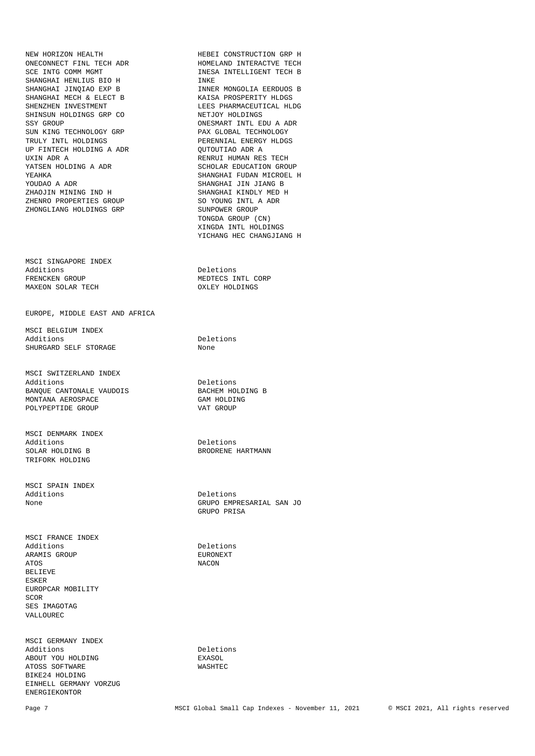| | |
|---|---|
| NEW HORIZON HEALTH | HEBEI CONSTRUCTION GRP H |
| ONECONNECT FINL TECH ADR | HOMELAND INTERACTVE TECH |
| SCE INTG COMM MGMT | INESA INTELLIGENT TECH B |
| SHANGHAI HENLIUS BIO H | INKE |
| SHANGHAI JINQIAO EXP B | INNER MONGOLIA EERDUOS B |
| SHANGHAI MECH & ELECT B | KAISA PROSPERITY HLDGS |
| SHENZHEN INVESTMENT | LEES PHARMACEUTICAL HLDG |
| SHINSUN HOLDINGS GRP CO | NETJOY HOLDINGS |
| SSY GROUP | ONESMART INTL EDU A ADR |
| SUN KING TECHNOLOGY GRP | PAX GLOBAL TECHNOLOGY |
| TRULY INTL HOLDINGS | PERENNIAL ENERGY HLDGS |
| UP FINTECH HOLDING A ADR | QUTOUTIAO ADR A |
| UXIN ADR A | RENRUI HUMAN RES TECH |
| YATSEN HOLDING A ADR | SCHOLAR EDUCATION GROUP |
| YEAHKA | SHANGHAI FUDAN MICROEL H |
| YOUDAO A ADR | SHANGHAI JIN JIANG B |
| ZHAOJIN MINING IND H | SHANGHAI KINDLY MED H |
| ZHENRO PROPERTIES GROUP | SO YOUNG INTL A ADR |
| ZHONGLIANG HOLDINGS GRP | SUNPOWER GROUP |
| | TONGDA GROUP (CN) |
| | XINGDA INTL HOLDINGS |
| | YICHANG HEC CHANGJIANG H |

## MSCI SINGAPORE INDEX

| Additions | Deletions |
|---|---|
| FRENCKEN GROUP | MEDTECS INTL CORP |
| MAXEON SOLAR TECH | OXLEY HOLDINGS |

# EUROPE, MIDDLE EAST AND AFRICA

## MSCI BELGIUM INDEX

| Additions | Deletions |
|---|---|
| SHURGARD SELF STORAGE | None |

## MSCI SWITZERLAND INDEX

| Additions | Deletions |
|---|---|
| BANQUE CANTONALE VAUDOIS | BACHEM HOLDING B |
| MONTANA AEROSPACE | GAM HOLDING |
| POLYPEPTIDE GROUP | VAT GROUP |

## MSCI DENMARK INDEX

| Additions | Deletions |
|---|---|
| SOLAR HOLDING B | BRODRENE HARTMANN |
| TRIFORK HOLDING | |

## MSCI SPAIN INDEX

| Additions | Deletions |
|---|---|
| None | GRUPO EMPRESARIAL SAN JO |
| | GRUPO PRISA |

## MSCI FRANCE INDEX

| Additions | Deletions |
|---|---|
| ARAMIS GROUP | EURONEXT |
| ATOS | NACON |
| BELIEVE | |
| ESKER | |
| EUROPCAR MOBILITY | |
| SCOR | |
| SES IMAGOTAG | |
| VALLOUREC | |

## MSCI GERMANY INDEX

| Additions | Deletions |
|---|---|
| ABOUT YOU HOLDING | EXASOL |
| ATOSS SOFTWARE | WASHTEC |
| BIKE24 HOLDING | |
| EINHELL GERMANY VORZUG | |
| ENERGIEKONTOR | |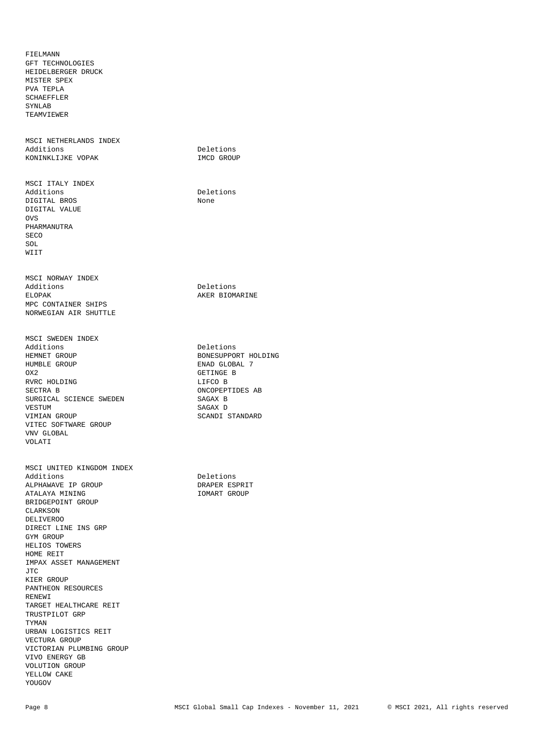FIELMANN
GFT TECHNOLOGIES
HEIDELBERGER DRUCK
MISTER SPEX
PVA TEPLA
SCHAEFFLER
SYNLAB
TEAMVIEWER

## MSCI NETHERLANDS INDEX

| Additions | Deletions |
| --- | --- |
| KONINKLIJKE VOPAK | IMCD GROUP |

## MSCI ITALY INDEX

| Additions | Deletions |
| --- | --- |
| DIGITAL BROS | None |
| DIGITAL VALUE | |
| OVS | |
| PHARMANUTRA | |
| SECO | |
| SOL | |
| WIIT | |

## MSCI NORWAY INDEX

| Additions | Deletions |
| --- | --- |
| ELOPAK | AKER BIOMARINE |
| MPC CONTAINER SHIPS | |
| NORWEGIAN AIR SHUTTLE | |

## MSCI SWEDEN INDEX

| Additions | Deletions |
| --- | --- |
| HEMNET GROUP | BONESUPPORT HOLDING |
| HUMBLE GROUP | ENAD GLOBAL 7 |
| OX2 | GETINGE B |
| RVRC HOLDING | LIFCO B |
| SECTRA B | ONCOPEPTIDES AB |
| SURGICAL SCIENCE SWEDEN | SAGAX B |
| VESTUM | SAGAX D |
| VIMIAN GROUP | SCANDI STANDARD |
| VITEC SOFTWARE GROUP | |
| VNV GLOBAL | |
| VOLATI | |

## MSCI UNITED KINGDOM INDEX

| Additions | Deletions |
| --- | --- |
| ALPHAWAVE IP GROUP | DRAPER ESPRIT |
| ATALAYA MINING | IOMART GROUP |
| BRIDGEPOINT GROUP | |
| CLARKSON | |
| DELIVEROO | |
| DIRECT LINE INS GRP | |
| GYM GROUP | |
| HELIOS TOWERS | |
| HOME REIT | |
| IMPAX ASSET MANAGEMENT | |
| JTC | |
| KIER GROUP | |
| PANTHEON RESOURCES | |
| RENEWI | |
| TARGET HEALTHCARE REIT | |
| TRUSTPILOT GRP | |
| TYMAN | |
| URBAN LOGISTICS REIT | |
| VECTURA GROUP | |
| VICTORIAN PLUMBING GROUP | |
| VIVO ENERGY GB | |
| VOLUTION GROUP | |
| YELLOW CAKE | |
| YOUGOV | |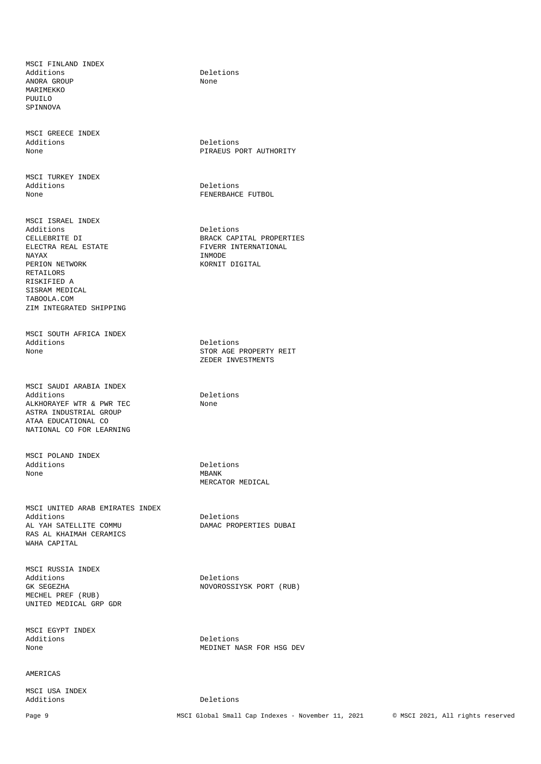### MSCI FINLAND INDEX

| Additions | Deletions |
|---|---|
| ANORA GROUP | None |
| MARIMEKKO | |
| PUUILO | |
| SPINNOVA | |

### MSCI GREECE INDEX

| Additions | Deletions |
|---|---|
| None | PIRAEUS PORT AUTHORITY |

### MSCI TURKEY INDEX

| Additions | Deletions |
|---|---|
| None | FENERBAHCE FUTBOL |

### MSCI ISRAEL INDEX

| Additions | Deletions |
|---|---|
| CELLEBRITE DI | BRACK CAPITAL PROPERTIES |
| ELECTRA REAL ESTATE | FIVERR INTERNATIONAL |
| NAYAX | INMODE |
| PERION NETWORK | KORNIT DIGITAL |
| RETAILORS | |
| RISKIFIED A | |
| SISRAM MEDICAL | |
| TABOOLA.COM | |
| ZIM INTEGRATED SHIPPING | |

### MSCI SOUTH AFRICA INDEX

| Additions | Deletions |
|---|---|
| None | STOR AGE PROPERTY REIT |
| | ZEDER INVESTMENTS |

### MSCI SAUDI ARABIA INDEX

| Additions | Deletions |
|---|---|
| ALKHORAYEF WTR & PWR TEC | None |
| ASTRA INDUSTRIAL GROUP | |
| ATAA EDUCATIONAL CO | |
| NATIONAL CO FOR LEARNING | |

### MSCI POLAND INDEX

| Additions | Deletions |
|---|---|
| None | MBANK |
| | MERCATOR MEDICAL |

### MSCI UNITED ARAB EMIRATES INDEX

| Additions | Deletions |
|---|---|
| AL YAH SATELLITE COMMU | DAMAC PROPERTIES DUBAI |
| RAS AL KHAIMAH CERAMICS | |
| WAHA CAPITAL | |

### MSCI RUSSIA INDEX

| Additions | Deletions |
|---|---|
| GK SEGEZHA | NOVOROSSIYSK PORT (RUB) |
| MECHEL PREF (RUB) | |
| UNITED MEDICAL GRP GDR | |

### MSCI EGYPT INDEX

| Additions | Deletions |
|---|---|
| None | MEDINET NASR FOR HSG DEV |

## AMERICAS

### MSCI USA INDEX

| Additions | Deletions |
|---|---|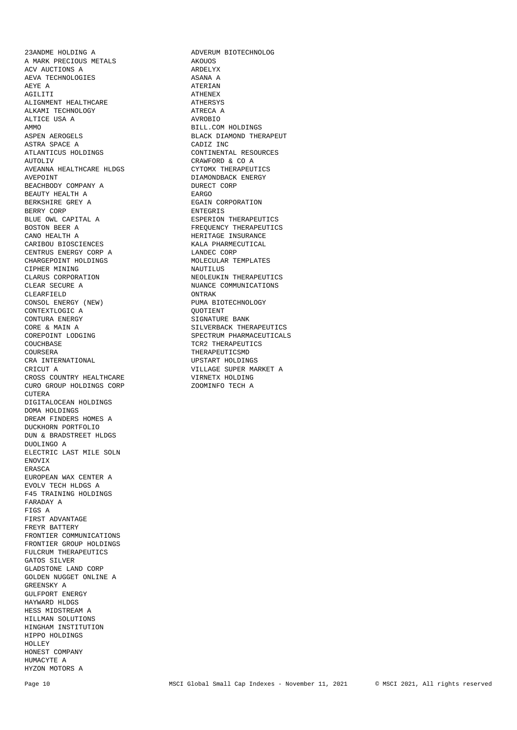23ANDME HOLDING A
A MARK PRECIOUS METALS
ACV AUCTIONS A
AEVA TECHNOLOGIES
AEYE A
AGILITI
ALIGNMENT HEALTHCARE
ALKAMI TECHNOLOGY
ALTICE USA A
AMMO
ASPEN AEROGELS
ASTRA SPACE A
ATLANTICUS HOLDINGS
AUTOLIV
AVEANNA HEALTHCARE HLDGS
AVEPOINT
BEACHBODY COMPANY A
BEAUTY HEALTH A
BERKSHIRE GREY A
BERRY CORP
BLUE OWL CAPITAL A
BOSTON BEER A
CANO HEALTH A
CARIBOU BIOSCIENCES
CENTRUS ENERGY CORP A
CHARGEPOINT HOLDINGS
CIPHER MINING
CLARUS CORPORATION
CLEAR SECURE A
CLEARFIELD
CONSOL ENERGY (NEW)
CONTEXTLOGIC A
CONTURA ENERGY
CORE & MAIN A
COREPOINT LODGING
COUCHBASE
COURSERA
CRA INTERNATIONAL
CRICUT A
CROSS COUNTRY HEALTHCARE
CURO GROUP HOLDINGS CORP
CUTERA
DIGITALOCEAN HOLDINGS
DOMA HOLDINGS
DREAM FINDERS HOMES A
DUCKHORN PORTFOLIO
DUN & BRADSTREET HLDGS
DUOLINGO A
ELECTRIC LAST MILE SOLN
ENOVIX
ERASCA
EUROPEAN WAX CENTER A
EVOLV TECH HLDGS A
F45 TRAINING HOLDINGS
FARADAY A
FIGS A
FIRST ADVANTAGE
FREYR BATTERY
FRONTIER COMMUNICATIONS
FRONTIER GROUP HOLDINGS
FULCRUM THERAPEUTICS
GATOS SILVER
GLADSTONE LAND CORP
GOLDEN NUGGET ONLINE A
GREENSKY A
GULFPORT ENERGY
HAYWARD HLDGS
HESS MIDSTREAM A
HILLMAN SOLUTIONS
HINGHAM INSTITUTION
HIPPO HOLDINGS
HOLLEY
HONEST COMPANY
HUMACYTE A
HYZON MOTORS A

ADVERUM BIOTECHNOLOG
AKOUOS
ARDELYX
ASANA A
ATERIAN
ATHENEX
ATHERSYS
ATRECA A
AVROBIO
BILL.COM HOLDINGS
BLACK DIAMOND THERAPEUT
CADIZ INC
CONTINENTAL RESOURCES
CRAWFORD & CO A
CYTOMX THERAPEUTICS
DIAMONDBACK ENERGY
DURECT CORP
EARGO
EGAIN CORPORATION
ENTEGRIS
ESPERION THERAPEUTICS
FREQUENCY THERAPEUTICS
HERITAGE INSURANCE
KALA PHARMECUTICAL
LANDEC CORP
MOLECULAR TEMPLATES
NAUTILUS
NEOLEUKIN THERAPEUTICS
NUANCE COMMUNICATIONS
ONTRAK
PUMA BIOTECHNOLOGY
QUOTIENT
SIGNATURE BANK
SILVERBACK THERAPEUTICS
SPECTRUM PHARMACEUTICALS
TCR2 THERAPEUTICS
THERAPEUTICSMD
UPSTART HOLDINGS
VILLAGE SUPER MARKET A
VIRNETX HOLDING
ZOOMINFO TECH A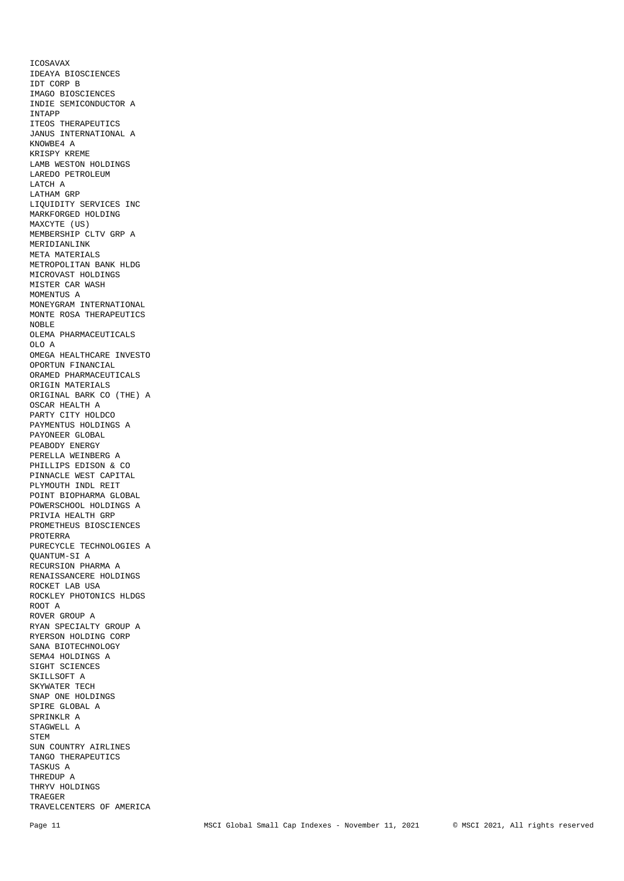ICOSAVAX
IDEAYA BIOSCIENCES
IDT CORP B
IMAGO BIOSCIENCES
INDIE SEMICONDUCTOR A
INTAPP
ITEOS THERAPEUTICS
JANUS INTERNATIONAL A
KNOWBE4 A
KRISPY KREME
LAMB WESTON HOLDINGS
LAREDO PETROLEUM
LATCH A
LATHAM GRP
LIQUIDITY SERVICES INC
MARKFORGED HOLDING
MAXCYTE (US)
MEMBERSHIP CLTV GRP A
MERIDIANLINK
META MATERIALS
METROPOLITAN BANK HLDG
MICROVAST HOLDINGS
MISTER CAR WASH
MOMENTUS A
MONEYGRAM INTERNATIONAL
MONTE ROSA THERAPEUTICS
NOBLE
OLEMA PHARMACEUTICALS
OLO A
OMEGA HEALTHCARE INVESTO
OPORTUN FINANCIAL
ORAMED PHARMACEUTICALS
ORIGIN MATERIALS
ORIGINAL BARK CO (THE) A
OSCAR HEALTH A
PARTY CITY HOLDCO
PAYMENTUS HOLDINGS A
PAYONEER GLOBAL
PEABODY ENERGY
PERELLA WEINBERG A
PHILLIPS EDISON & CO
PINNACLE WEST CAPITAL
PLYMOUTH INDL REIT
POINT BIOPHARMA GLOBAL
POWERSCHOOL HOLDINGS A
PRIVIA HEALTH GRP
PROMETHEUS BIOSCIENCES
PROTERRA
PURECYCLE TECHNOLOGIES A
QUANTUM-SI A
RECURSION PHARMA A
RENAISSANCERE HOLDINGS
ROCKET LAB USA
ROCKLEY PHOTONICS HLDGS
ROOT A
ROVER GROUP A
RYAN SPECIALTY GROUP A
RYERSON HOLDING CORP
SANA BIOTECHNOLOGY
SEMA4 HOLDINGS A
SIGHT SCIENCES
SKILLSOFT A
SKYWATER TECH
SNAP ONE HOLDINGS
SPIRE GLOBAL A
SPRINKLR A
STAGWELL A
STEM
SUN COUNTRY AIRLINES
TANGO THERAPEUTICS
TASKUS A
THREDUP A
THRYV HOLDINGS
TRAEGER
TRAVELCENTERS OF AMERICA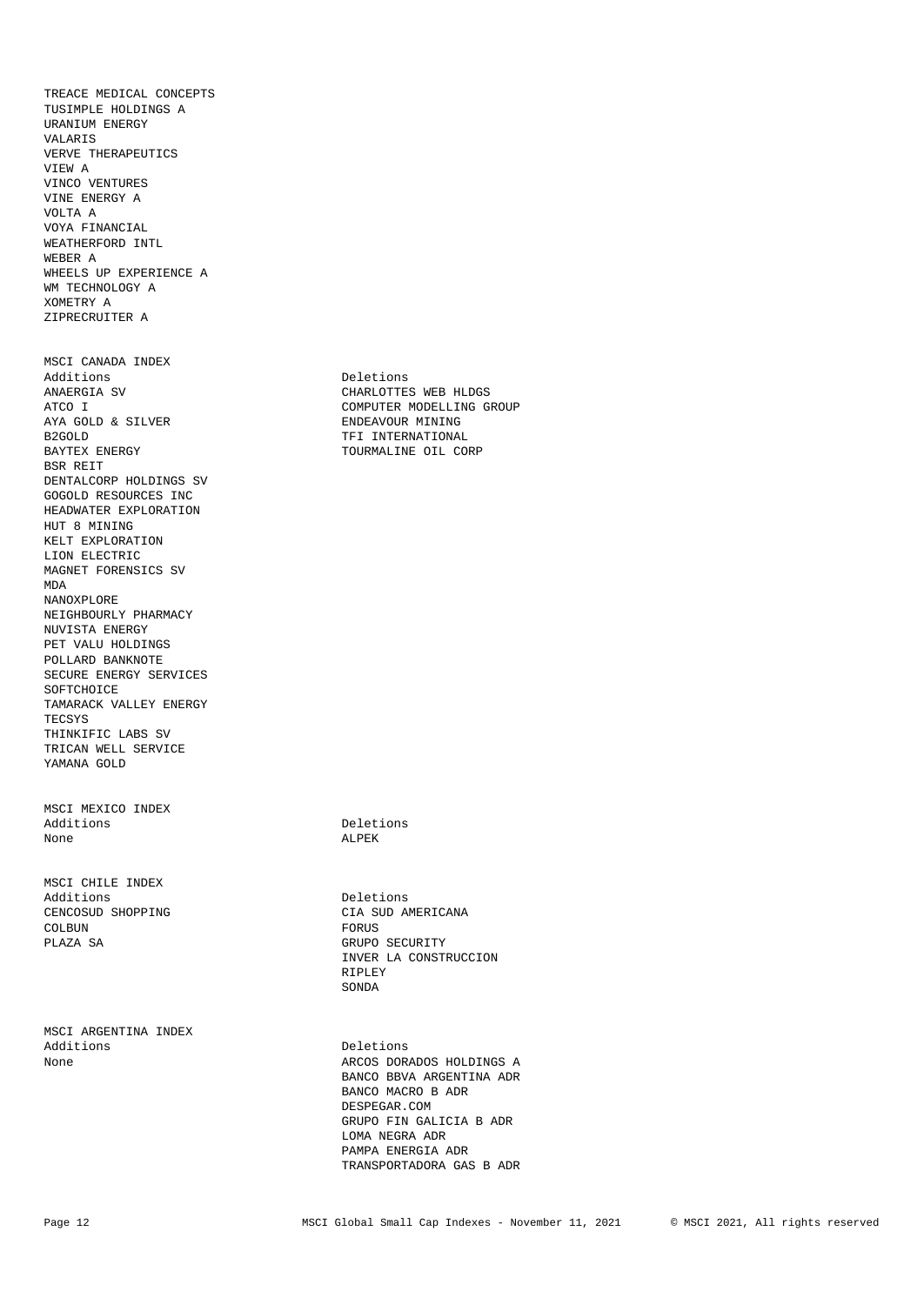TREACE MEDICAL CONCEPTS
TUSIMPLE HOLDINGS A
URANIUM ENERGY
VALARIS
VERVE THERAPEUTICS
VIEW A
VINCO VENTURES
VINE ENERGY A
VOLTA A
VOYA FINANCIAL
WEATHERFORD INTL
WEBER A
WHEELS UP EXPERIENCE A
WM TECHNOLOGY A
XOMETRY A
ZIPRECRUITER A

## MSCI CANADA INDEX

| Additions | Deletions |
|---|---|
| ANAERGIA SV | CHARLOTTES WEB HLDGS |
| ATCO I | COMPUTER MODELLING GROUP |
| AYA GOLD & SILVER | ENDEAVOUR MINING |
| B2GOLD | TFI INTERNATIONAL |
| BAYTEX ENERGY | TOURMALINE OIL CORP |
| BSR REIT | |
| DENTALCORP HOLDINGS SV | |
| GOGOLD RESOURCES INC | |
| HEADWATER EXPLORATION | |
| HUT 8 MINING | |
| KELT EXPLORATION | |
| LION ELECTRIC | |
| MAGNET FORENSICS SV | |
| MDA | |
| NANOXPLORE | |
| NEIGHBOURLY PHARMACY | |
| NUVISTA ENERGY | |
| PET VALU HOLDINGS | |
| POLLARD BANKNOTE | |
| SECURE ENERGY SERVICES | |
| SOFTCHOICE | |
| TAMARACK VALLEY ENERGY | |
| TECSYS | |
| THINKIFIC LABS SV | |
| TRICAN WELL SERVICE | |
| YAMANA GOLD | |

## MSCI MEXICO INDEX

| Additions | Deletions |
|---|---|
| None | ALPEK |

## MSCI CHILE INDEX

| Additions | Deletions |
|---|---|
| CENCOSUD SHOPPING | CIA SUD AMERICANA |
| COLBUN | FORUS |
| PLAZA SA | GRUPO SECURITY |
| | INVER LA CONSTRUCCION |
| | RIPLEY |
| | SONDA |

## MSCI ARGENTINA INDEX

| Additions | Deletions |
|---|---|
| None | ARCOS DORADOS HOLDINGS A |
| | BANCO BBVA ARGENTINA ADR |
| | BANCO MACRO B ADR |
| | DESPEGAR.COM |
| | GRUPO FIN GALICIA B ADR |
| | LOMA NEGRA ADR |
| | PAMPA ENERGIA ADR |
| | TRANSPORTADORA GAS B ADR |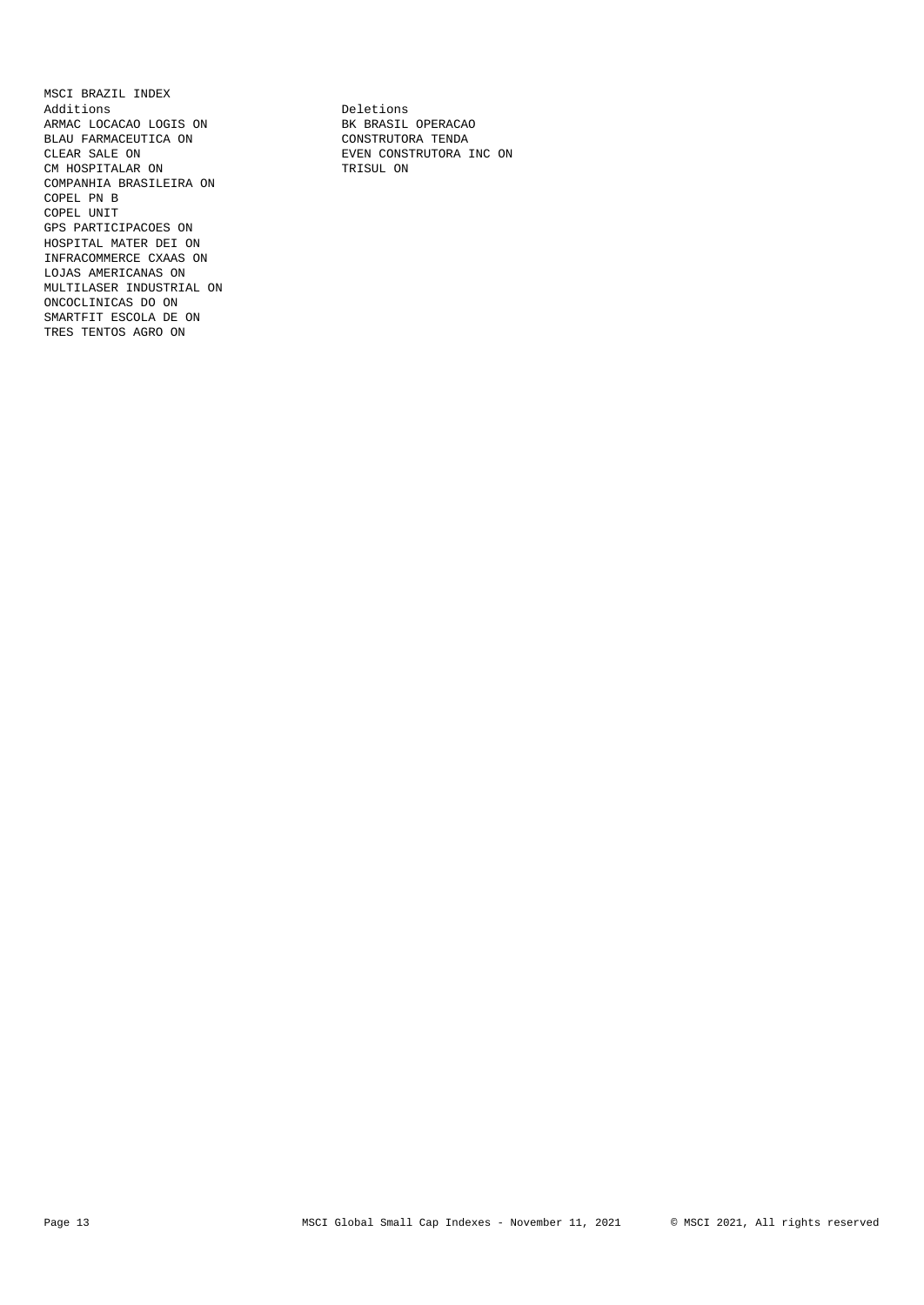## MSCI BRAZIL INDEX

| Additions | Deletions |
| --- | --- |
| ARMAC LOCACAO LOGIS ON | BK BRASIL OPERACAO |
| BLAU FARMACEUTICA ON | CONSTRUTORA TENDA |
| CLEAR SALE ON | EVEN CONSTRUTORA INC ON |
| CM HOSPITALAR ON | TRISUL ON |
| COMPANHIA BRASILEIRA ON | |
| COPEL PN B | |
| COPEL UNIT | |
| GPS PARTICIPACOES ON | |
| HOSPITAL MATER DEI ON | |
| INFRACOMMERCE CXAAS ON | |
| LOJAS AMERICANAS ON | |
| MULTILASER INDUSTRIAL ON | |
| ONCOCLINICAS DO ON | |
| SMARTFIT ESCOLA DE ON | |
| TRES TENTOS AGRO ON | |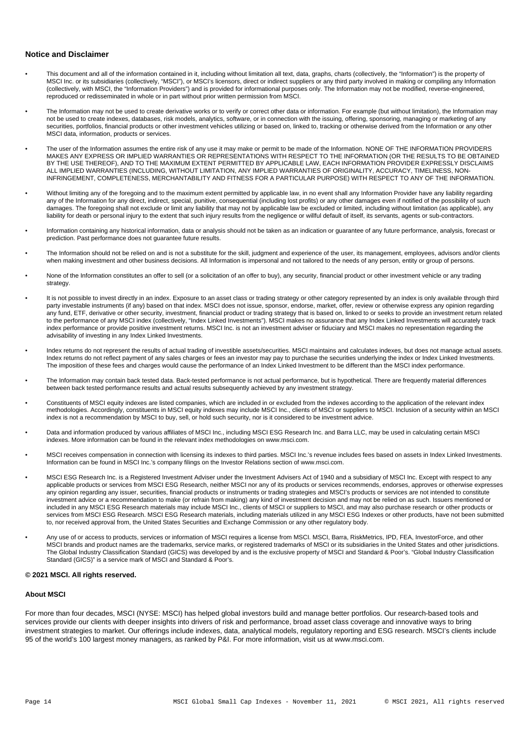**Notice and Disclaimer**

- This document and all of the information contained in it, including without limitation all text, data, graphs, charts (collectively, the "Information") is the property of MSCI Inc. or its subsidiaries (collectively, "MSCI"), or MSCI's licensors, direct or indirect suppliers or any third party involved in making or compiling any Information (collectively, with MSCI, the "Information Providers") and is provided for informational purposes only. The Information may not be modified, reverse-engineered, reproduced or redisseminated in whole or in part without prior written permission from MSCI.
- The Information may not be used to create derivative works or to verify or correct other data or information. For example (but without limitation), the Information may not be used to create indexes, databases, risk models, analytics, software, or in connection with the issuing, offering, sponsoring, managing or marketing of any securities, portfolios, financial products or other investment vehicles utilizing or based on, linked to, tracking or otherwise derived from the Information or any other MSCI data, information, products or services.
- The user of the Information assumes the entire risk of any use it may make or permit to be made of the Information. NONE OF THE INFORMATION PROVIDERS MAKES ANY EXPRESS OR IMPLIED WARRANTIES OR REPRESENTATIONS WITH RESPECT TO THE INFORMATION (OR THE RESULTS TO BE OBTAINED BY THE USE THEREOF), AND TO THE MAXIMUM EXTENT PERMITTED BY APPLICABLE LAW, EACH INFORMATION PROVIDER EXPRESSLY DISCLAIMS ALL IMPLIED WARRANTIES (INCLUDING, WITHOUT LIMITATION, ANY IMPLIED WARRANTIES OF ORIGINALITY, ACCURACY, TIMELINESS, NON-INFRINGEMENT, COMPLETENESS, MERCHANTABILITY AND FITNESS FOR A PARTICULAR PURPOSE) WITH RESPECT TO ANY OF THE INFORMATION.
- Without limiting any of the foregoing and to the maximum extent permitted by applicable law, in no event shall any Information Provider have any liability regarding any of the Information for any direct, indirect, special, punitive, consequential (including lost profits) or any other damages even if notified of the possibility of such damages. The foregoing shall not exclude or limit any liability that may not by applicable law be excluded or limited, including without limitation (as applicable), any liability for death or personal injury to the extent that such injury results from the negligence or willful default of itself, its servants, agents or sub-contractors.
- Information containing any historical information, data or analysis should not be taken as an indication or guarantee of any future performance, analysis, forecast or prediction. Past performance does not guarantee future results.
- The Information should not be relied on and is not a substitute for the skill, judgment and experience of the user, its management, employees, advisors and/or clients when making investment and other business decisions. All Information is impersonal and not tailored to the needs of any person, entity or group of persons.
- None of the Information constitutes an offer to sell (or a solicitation of an offer to buy), any security, financial product or other investment vehicle or any trading strategy.
- It is not possible to invest directly in an index. Exposure to an asset class or trading strategy or other category represented by an index is only available through third party investable instruments (if any) based on that index. MSCI does not issue, sponsor, endorse, market, offer, review or otherwise express any opinion regarding any fund, ETF, derivative or other security, investment, financial product or trading strategy that is based on, linked to or seeks to provide an investment return related to the performance of any MSCI index (collectively, "Index Linked Investments"). MSCI makes no assurance that any Index Linked Investments will accurately track index performance or provide positive investment returns. MSCI Inc. is not an investment adviser or fiduciary and MSCI makes no representation regarding the advisability of investing in any Index Linked Investments.
- Index returns do not represent the results of actual trading of investible assets/securities. MSCI maintains and calculates indexes, but does not manage actual assets. Index returns do not reflect payment of any sales charges or fees an investor may pay to purchase the securities underlying the index or Index Linked Investments. The imposition of these fees and charges would cause the performance of an Index Linked Investment to be different than the MSCI index performance.
- The Information may contain back tested data. Back-tested performance is not actual performance, but is hypothetical. There are frequently material differences between back tested performance results and actual results subsequently achieved by any investment strategy.
- Constituents of MSCI equity indexes are listed companies, which are included in or excluded from the indexes according to the application of the relevant index methodologies. Accordingly, constituents in MSCI equity indexes may include MSCI Inc., clients of MSCI or suppliers to MSCI. Inclusion of a security within an MSCI index is not a recommendation by MSCI to buy, sell, or hold such security, nor is it considered to be investment advice.
- Data and information produced by various affiliates of MSCI Inc., including MSCI ESG Research Inc. and Barra LLC, may be used in calculating certain MSCI indexes. More information can be found in the relevant index methodologies on www.msci.com.
- MSCI receives compensation in connection with licensing its indexes to third parties. MSCI Inc.'s revenue includes fees based on assets in Index Linked Investments. Information can be found in MSCI Inc.'s company filings on the Investor Relations section of www.msci.com.
- MSCI ESG Research Inc. is a Registered Investment Adviser under the Investment Advisers Act of 1940 and a subsidiary of MSCI Inc. Except with respect to any applicable products or services from MSCI ESG Research, neither MSCI nor any of its products or services recommends, endorses, approves or otherwise expresses any opinion regarding any issuer, securities, financial products or instruments or trading strategies and MSCI's products or services are not intended to constitute investment advice or a recommendation to make (or refrain from making) any kind of investment decision and may not be relied on as such. Issuers mentioned or included in any MSCI ESG Research materials may include MSCI Inc., clients of MSCI or suppliers to MSCI, and may also purchase research or other products or services from MSCI ESG Research. MSCI ESG Research materials, including materials utilized in any MSCI ESG Indexes or other products, have not been submitted to, nor received approval from, the United States Securities and Exchange Commission or any other regulatory body.
- Any use of or access to products, services or information of MSCI requires a license from MSCI. MSCI, Barra, RiskMetrics, IPD, FEA, InvestorForce, and other MSCI brands and product names are the trademarks, service marks, or registered trademarks of MSCI or its subsidiaries in the United States and other jurisdictions. The Global Industry Classification Standard (GICS) was developed by and is the exclusive property of MSCI and Standard & Poor's. "Global Industry Classification Standard (GICS)" is a service mark of MSCI and Standard & Poor's.

**© 2021 MSCI. All rights reserved.**

**About MSCI**

For more than four decades, MSCI (NYSE: MSCI) has helped global investors build and manage better portfolios. Our research-based tools and services provide our clients with deeper insights into drivers of risk and performance, broad asset class coverage and innovative ways to bring investment strategies to market. Our offerings include indexes, data, analytical models, regulatory reporting and ESG research. MSCI's clients include 95 of the world's 100 largest money managers, as ranked by P&I. For more information, visit us at www.msci.com.